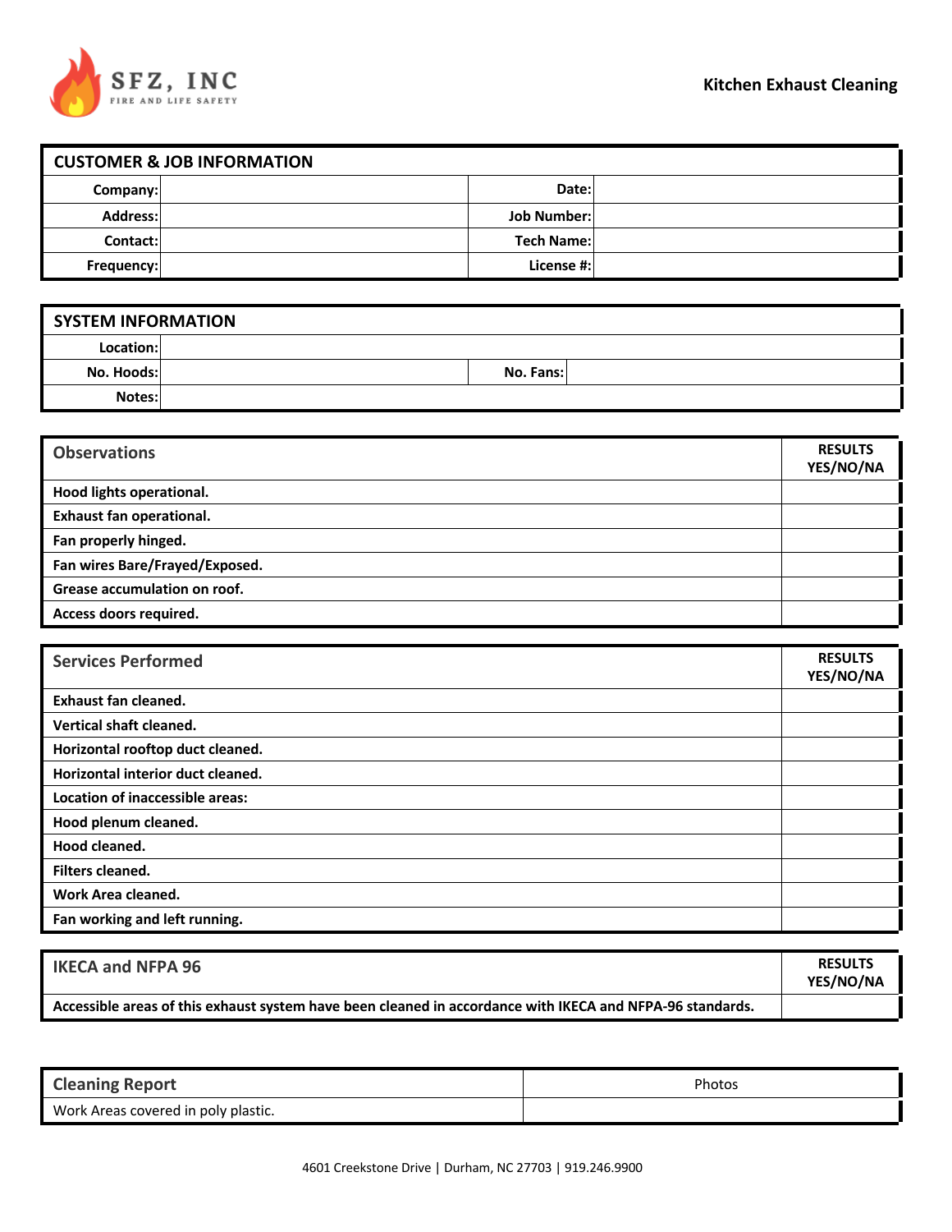SFZ, INC
FIRE AND LIFE SAFETY

**Kitchen Exhaust Cleaning**

| CUSTOMER & JOB INFORMATION | | | |
|---|---|---|---|
| **Company:** | | **Date:** | |
| **Address:** | | **Job Number:** | |
| **Contact:** | | **Tech Name:** | |
| **Frequency:** | | **License #:** | |

| SYSTEM INFORMATION | | | |
|---|---|---|---|
| **Location:** | | | |
| **No. Hoods:** | | **No. Fans:** | |
| **Notes:** | | | |

| Observations | RESULTS YES/NO/NA |
|---|---|
| **Hood lights operational.** | |
| **Exhaust fan operational.** | |
| **Fan properly hinged.** | |
| **Fan wires Bare/Frayed/Exposed.** | |
| **Grease accumulation on roof.** | |
| **Access doors required.** | |

| Services Performed | RESULTS YES/NO/NA |
|---|---|
| **Exhaust fan cleaned.** | |
| **Vertical shaft cleaned.** | |
| **Horizontal rooftop duct cleaned.** | |
| **Horizontal interior duct cleaned.** | |
| **Location of inaccessible areas:** | |
| **Hood plenum cleaned.** | |
| **Hood cleaned.** | |
| **Filters cleaned.** | |
| **Work Area cleaned.** | |
| **Fan working and left running.** | |

| IKECA and NFPA 96 | RESULTS YES/NO/NA |
|---|---|
| **Accessible areas of this exhaust system have been cleaned in accordance with IKECA and NFPA-96 standards.** | |

| Cleaning Report | Photos |
|---|---|
| Work Areas covered in poly plastic. | |

4601 Creekstone Drive | Durham, NC 27703 | 919.246.9900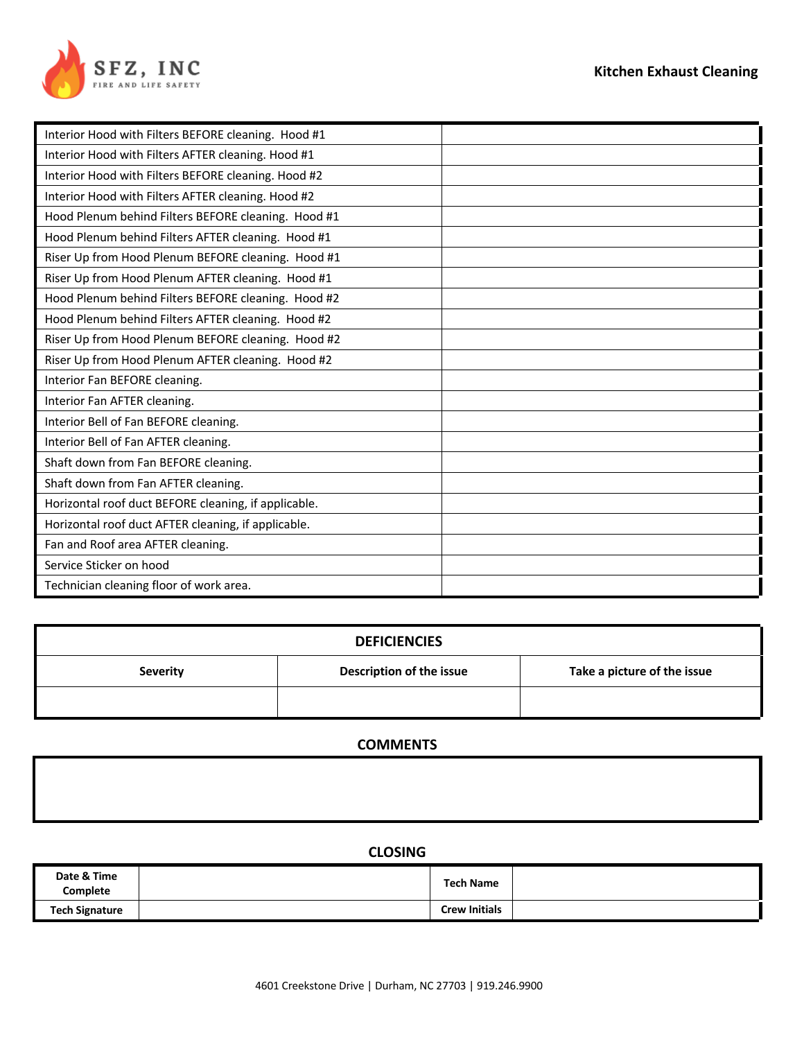SFZ, INC
FIRE AND LIFE SAFETY

## Kitchen Exhaust Cleaning

| | |
|---|---|
| Interior Hood with Filters BEFORE cleaning. Hood #1 | |
| Interior Hood with Filters AFTER cleaning. Hood #1 | |
| Interior Hood with Filters BEFORE cleaning. Hood #2 | |
| Interior Hood with Filters AFTER cleaning. Hood #2 | |
| Hood Plenum behind Filters BEFORE cleaning. Hood #1 | |
| Hood Plenum behind Filters AFTER cleaning. Hood #1 | |
| Riser Up from Hood Plenum BEFORE cleaning. Hood #1 | |
| Riser Up from Hood Plenum AFTER cleaning. Hood #1 | |
| Hood Plenum behind Filters BEFORE cleaning. Hood #2 | |
| Hood Plenum behind Filters AFTER cleaning. Hood #2 | |
| Riser Up from Hood Plenum BEFORE cleaning. Hood #2 | |
| Riser Up from Hood Plenum AFTER cleaning. Hood #2 | |
| Interior Fan BEFORE cleaning. | |
| Interior Fan AFTER cleaning. | |
| Interior Bell of Fan BEFORE cleaning. | |
| Interior Bell of Fan AFTER cleaning. | |
| Shaft down from Fan BEFORE cleaning. | |
| Shaft down from Fan AFTER cleaning. | |
| Horizontal roof duct BEFORE cleaning, if applicable. | |
| Horizontal roof duct AFTER cleaning, if applicable. | |
| Fan and Roof area AFTER cleaning. | |
| Service Sticker on hood | |
| Technician cleaning floor of work area. | |

## DEFICIENCIES

| Severity | Description of the issue | Take a picture of the issue |
|---|---|---|
| | | |

## COMMENTS

## CLOSING

| | | | |
|---|---|---|---|
| Date & Time Complete | | Tech Name | |
| Tech Signature | | Crew Initials | |

4601 Creekstone Drive | Durham, NC 27703 | 919.246.9900